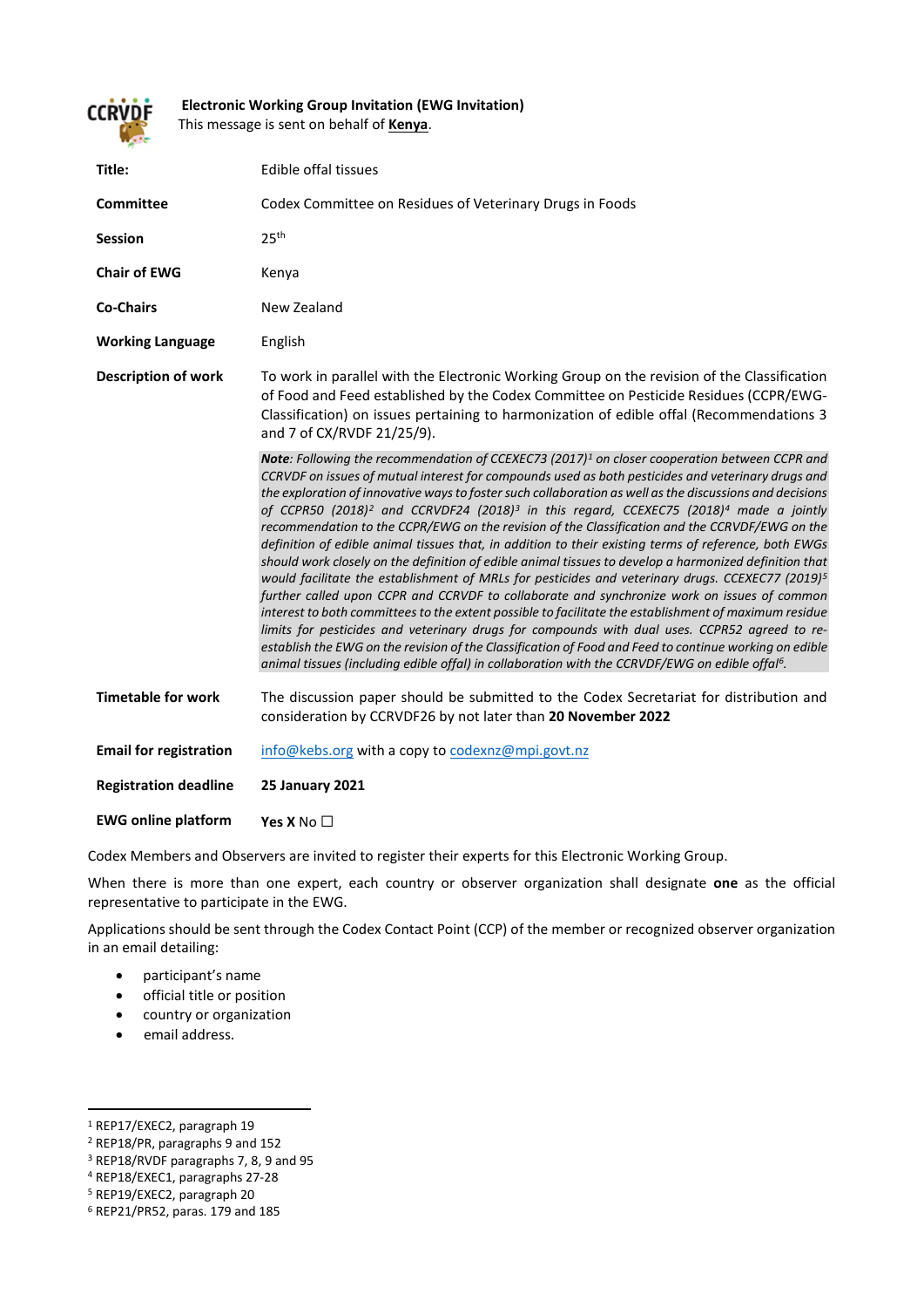**Electronic Working Group Invitation (EWG Invitation)**

This message is sent on behalf of **Kenya**.

| | |
|---|---|
| **Title:** | Edible offal tissues |
| **Committee** | Codex Committee on Residues of Veterinary Drugs in Foods |
| **Session** | 25th |
| **Chair of EWG** | Kenya |
| **Co-Chairs** | New Zealand |
| **Working Language** | English |
| **Description of work** | To work in parallel with the Electronic Working Group on the revision of the Classification of Food and Feed established by the Codex Committee on Pesticide Residues (CCPR/EWG-Classification) on issues pertaining to harmonization of edible offal (Recommendations 3 and 7 of CX/RVDF 21/25/9).<br><br>***Note**: Following the recommendation of CCEXEC73 (2017)[1] on closer cooperation between CCPR and CCRVDF on issues of mutual interest for compounds used as both pesticides and veterinary drugs and the exploration of innovative ways to foster such collaboration as well as the discussions and decisions of CCPR50 (2018)[2] and CCRVDF24 (2018)[3] in this regard, CCEXEC75 (2018)[4] made a jointly recommendation to the CCPR/EWG on the revision of the Classification and the CCRVDF/EWG on the definition of edible animal tissues that, in addition to their existing terms of reference, both EWGs should work closely on the definition of edible animal tissues to develop a harmonized definition that would facilitate the establishment of MRLs for pesticides and veterinary drugs. CCEXEC77 (2019)[5] further called upon CCPR and CCRVDF to collaborate and synchronize work on issues of common interest to both committees to the extent possible to facilitate the establishment of maximum residue limits for pesticides and veterinary drugs for compounds with dual uses. CCPR52 agreed to re-establish the EWG on the revision of the Classification of Food and Feed to continue working on edible animal tissues (including edible offal) in collaboration with the CCRVDF/EWG on edible offal[6].* |
| **Timetable for work** | The discussion paper should be submitted to the Codex Secretariat for distribution and consideration by CCRVDF26 by not later than **20 November 2022** |
| **Email for registration** | info@kebs.org with a copy to codexnz@mpi.govt.nz |
| **Registration deadline** | **25 January 2021** |
| **EWG online platform** | **Yes X** No ☐ |

Codex Members and Observers are invited to register their experts for this Electronic Working Group.

When there is more than one expert, each country or observer organization shall designate **one** as the official representative to participate in the EWG.

Applications should be sent through the Codex Contact Point (CCP) of the member or recognized observer organization in an email detailing:

- participant's name
- official title or position
- country or organization
- email address.

[1] REP17/EXEC2, paragraph 19
[2] REP18/PR, paragraphs 9 and 152
[3] REP18/RVDF paragraphs 7, 8, 9 and 95
[4] REP18/EXEC1, paragraphs 27-28
[5] REP19/EXEC2, paragraph 20
[6] REP21/PR52, paras. 179 and 185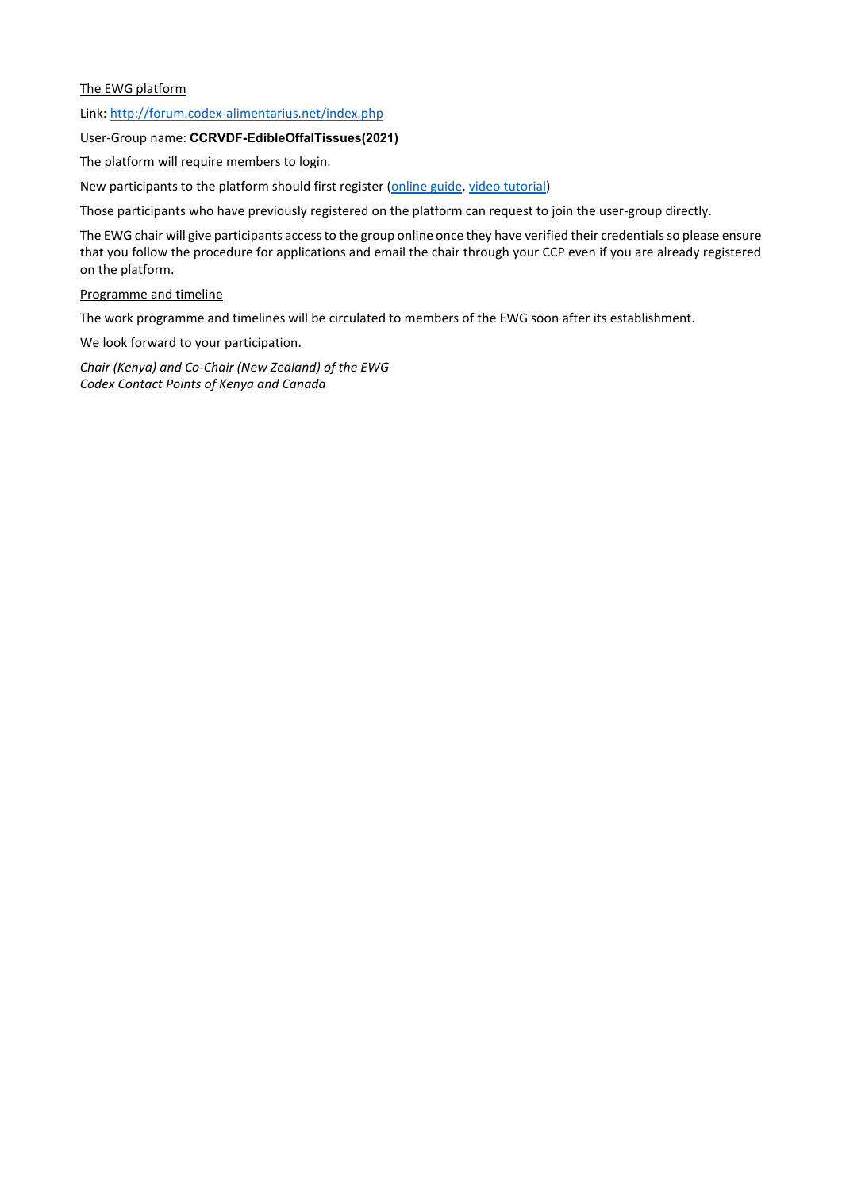The EWG platform

Link: http://forum.codex-alimentarius.net/index.php

User-Group name: **CCRVDF-EdibleOffalTissues(2021)**

The platform will require members to login.

New participants to the platform should first register (online guide, video tutorial)

Those participants who have previously registered on the platform can request to join the user-group directly.

The EWG chair will give participants access to the group online once they have verified their credentials so please ensure that you follow the procedure for applications and email the chair through your CCP even if you are already registered on the platform.

Programme and timeline

The work programme and timelines will be circulated to members of the EWG soon after its establishment.

We look forward to your participation.

*Chair (Kenya) and Co-Chair (New Zealand) of the EWG*
*Codex Contact Points of Kenya and Canada*